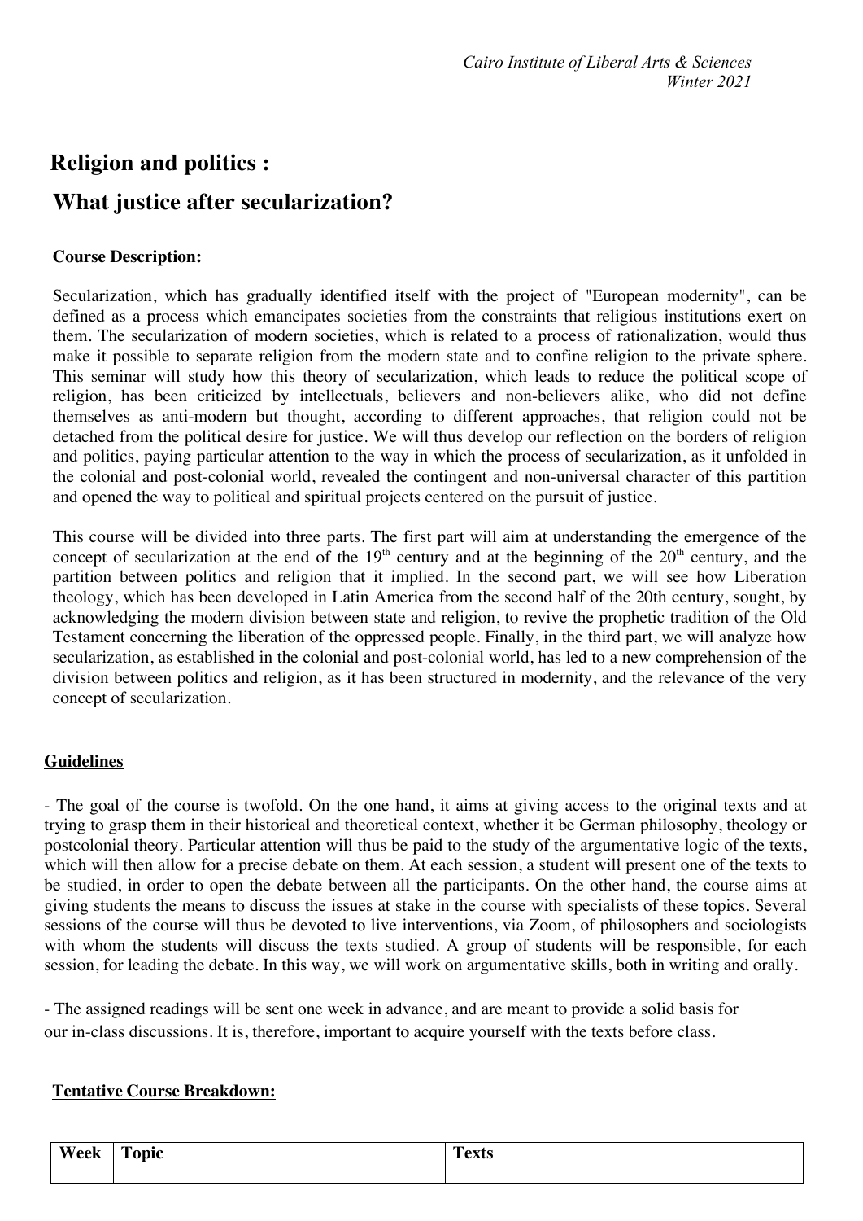*Cairo Institute of Liberal Arts & Sciences*
*Winter 2021*

# Religion and politics :

# What justice after secularization?

## Course Description:

Secularization, which has gradually identified itself with the project of "European modernity", can be defined as a process which emancipates societies from the constraints that religious institutions exert on them. The secularization of modern societies, which is related to a process of rationalization, would thus make it possible to separate religion from the modern state and to confine religion to the private sphere. This seminar will study how this theory of secularization, which leads to reduce the political scope of religion, has been criticized by intellectuals, believers and non-believers alike, who did not define themselves as anti-modern but thought, according to different approaches, that religion could not be detached from the political desire for justice. We will thus develop our reflection on the borders of religion and politics, paying particular attention to the way in which the process of secularization, as it unfolded in the colonial and post-colonial world, revealed the contingent and non-universal character of this partition and opened the way to political and spiritual projects centered on the pursuit of justice.

This course will be divided into three parts. The first part will aim at understanding the emergence of the concept of secularization at the end of the 19th century and at the beginning of the 20th century, and the partition between politics and religion that it implied. In the second part, we will see how Liberation theology, which has been developed in Latin America from the second half of the 20th century, sought, by acknowledging the modern division between state and religion, to revive the prophetic tradition of the Old Testament concerning the liberation of the oppressed people. Finally, in the third part, we will analyze how secularization, as established in the colonial and post-colonial world, has led to a new comprehension of the division between politics and religion, as it has been structured in modernity, and the relevance of the very concept of secularization.

## Guidelines

- The goal of the course is twofold. On the one hand, it aims at giving access to the original texts and at trying to grasp them in their historical and theoretical context, whether it be German philosophy, theology or postcolonial theory. Particular attention will thus be paid to the study of the argumentative logic of the texts, which will then allow for a precise debate on them. At each session, a student will present one of the texts to be studied, in order to open the debate between all the participants. On the other hand, the course aims at giving students the means to discuss the issues at stake in the course with specialists of these topics. Several sessions of the course will thus be devoted to live interventions, via Zoom, of philosophers and sociologists with whom the students will discuss the texts studied. A group of students will be responsible, for each session, for leading the debate. In this way, we will work on argumentative skills, both in writing and orally.

- The assigned readings will be sent one week in advance, and are meant to provide a solid basis for our in-class discussions. It is, therefore, important to acquire yourself with the texts before class.

## Tentative Course Breakdown:

| Week | Topic | Texts |
| --- | --- | --- |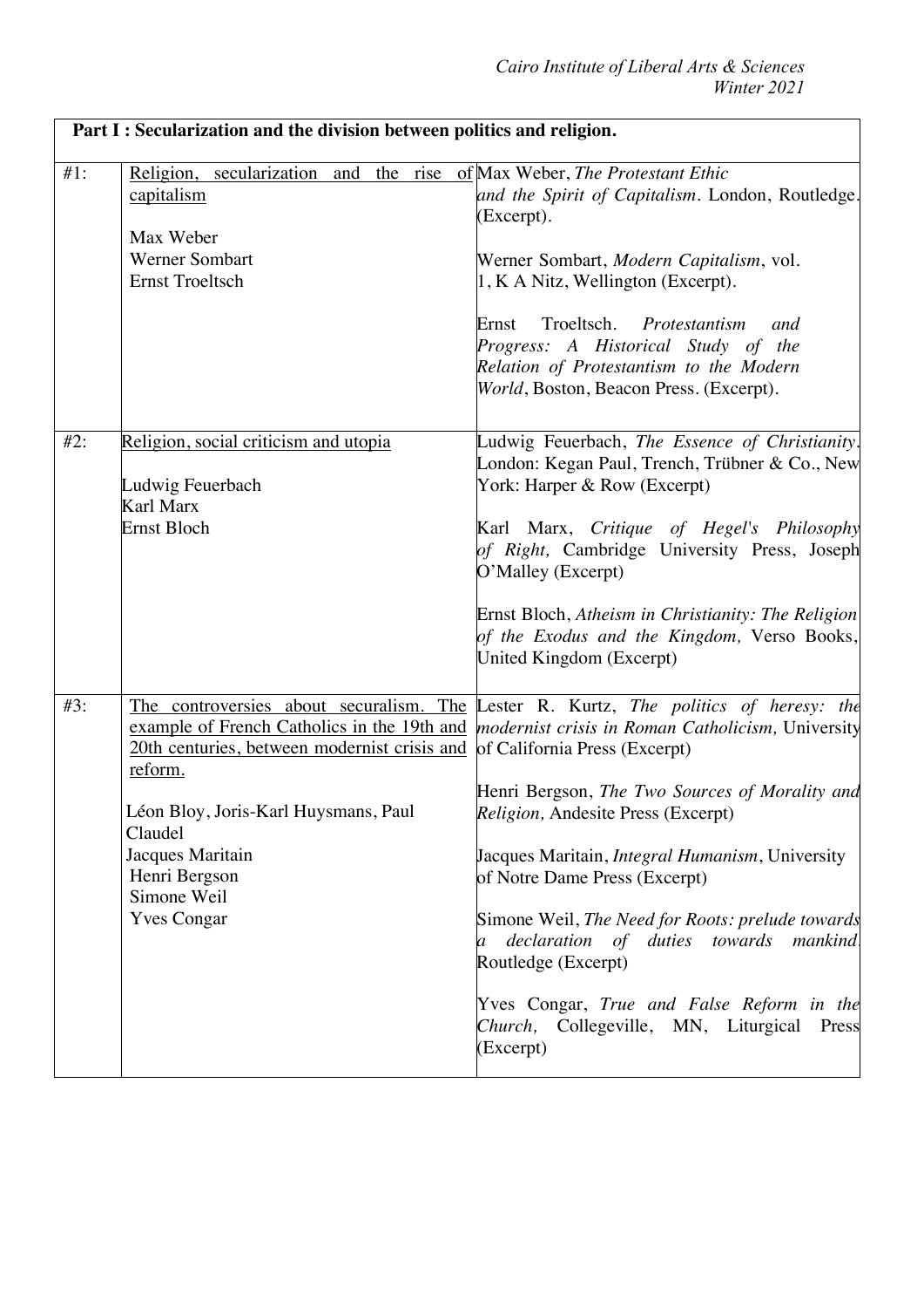*Cairo Institute of Liberal Arts & Sciences*
*Winter 2021*

| **Part I : Secularization and the division between politics and religion.** | | |
|---|---|---|
| #1: | Religion, secularization and the rise of capitalism<br><br>Max Weber<br>Werner Sombart<br>Ernst Troeltsch | Max Weber, *The Protestant Ethic and the Spirit of Capitalism*. London, Routledge. (Excerpt).<br><br>Werner Sombart, *Modern Capitalism*, vol. 1, K A Nitz, Wellington (Excerpt).<br><br>Ernst Troeltsch. *Protestantism and Progress: A Historical Study of the Relation of Protestantism to the Modern World*, Boston, Beacon Press. (Excerpt). |
| #2: | Religion, social criticism and utopia<br><br>Ludwig Feuerbach<br>Karl Marx<br>Ernst Bloch | Ludwig Feuerbach, *The Essence of Christianity*. London: Kegan Paul, Trench, Trübner & Co., New York: Harper & Row (Excerpt)<br><br>Karl Marx, *Critique of Hegel's Philosophy of Right,* Cambridge University Press, Joseph O'Malley (Excerpt)<br><br>Ernst Bloch, *Atheism in Christianity: The Religion of the Exodus and the Kingdom,* Verso Books, United Kingdom (Excerpt) |
| #3: | The controversies about securalism. The example of French Catholics in the 19th and 20th centuries, between modernist crisis and reform.<br><br>Léon Bloy, Joris-Karl Huysmans, Paul Claudel<br>Jacques Maritain<br>Henri Bergson<br>Simone Weil<br>Yves Congar | Lester R. Kurtz, *The politics of heresy: the modernist crisis in Roman Catholicism,* University of California Press (Excerpt)<br><br>Henri Bergson, *The Two Sources of Morality and Religion,* Andesite Press (Excerpt)<br><br>Jacques Maritain, *Integral Humanism*, University of Notre Dame Press (Excerpt)<br><br>Simone Weil, *The Need for Roots: prelude towards a declaration of duties towards mankind.* Routledge (Excerpt)<br><br>Yves Congar, *True and False Reform in the Church,* Collegeville, MN, Liturgical Press (Excerpt) |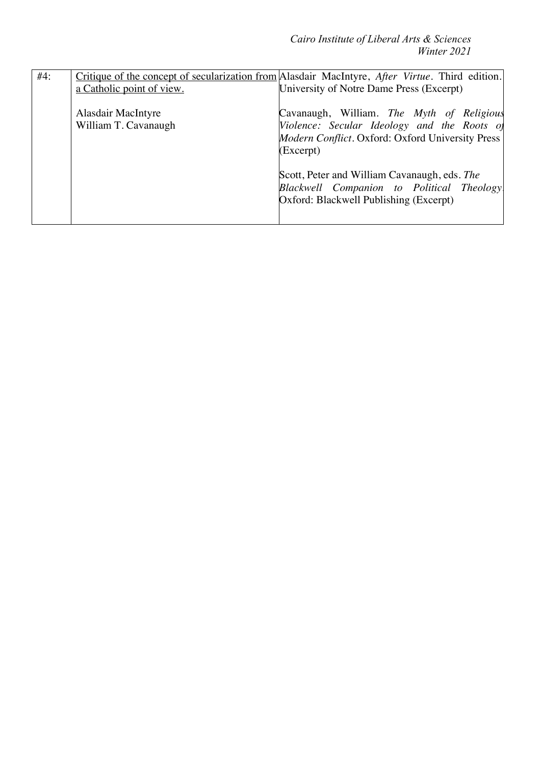| #4: | <u>Critique of the concept of secularization from a Catholic point of view.</u><br><br>Alasdair MacIntyre<br>William T. Cavanaugh | Alasdair MacIntyre, *After Virtue*. Third edition. University of Notre Dame Press (Excerpt)<br><br>Cavanaugh, William. *The Myth of Religious Violence: Secular Ideology and the Roots of Modern Conflict*. Oxford: Oxford University Press (Excerpt)<br><br>Scott, Peter and William Cavanaugh, eds. *The Blackwell Companion to Political Theology*. Oxford: Blackwell Publishing (Excerpt) |
|---|---|---|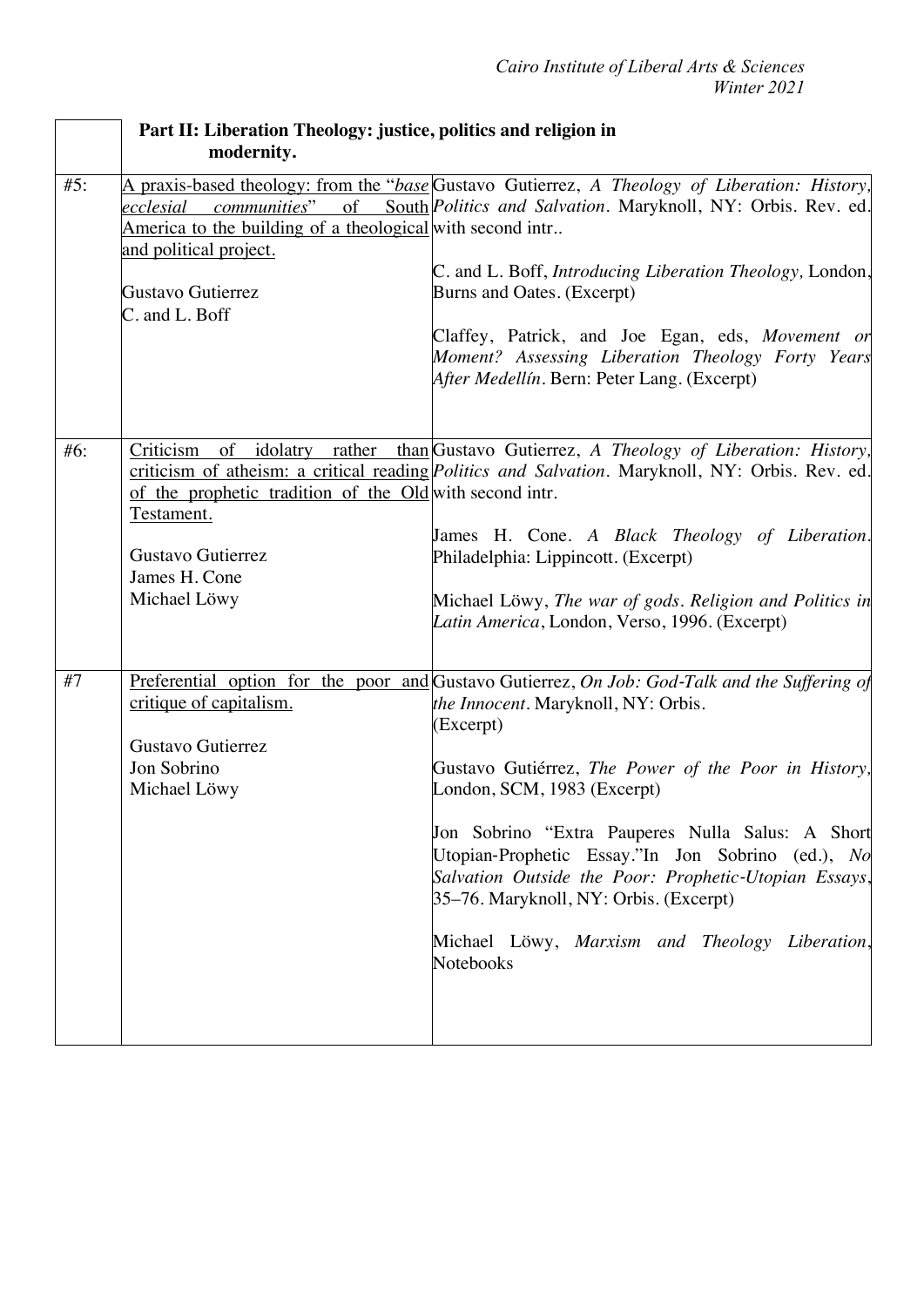| | **Part II: Liberation Theology: justice, politics and religion in modernity.** | |
|---|---|---|
| #5: | A praxis-based theology: from the "*base ecclesial communities*" of South America to the building of a theological and political project.<br><br>Gustavo Gutierrez<br>C. and L. Boff | Gustavo Gutierrez, *A Theology of Liberation: History, Politics and Salvation*. Maryknoll, NY: Orbis. Rev. ed. with second intr..<br><br>C. and L. Boff, *Introducing Liberation Theology,* London, Burns and Oates. (Excerpt)<br><br>Claffey, Patrick, and Joe Egan, eds, *Movement or Moment? Assessing Liberation Theology Forty Years After Medellín*. Bern: Peter Lang. (Excerpt) |
| #6: | Criticism of idolatry rather than criticism of atheism: a critical reading of the prophetic tradition of the Old Testament.<br><br>Gustavo Gutierrez<br>James H. Cone<br>Michael Löwy | Gustavo Gutierrez, *A Theology of Liberation: History, Politics and Salvation*. Maryknoll, NY: Orbis. Rev. ed. with second intr.<br><br>James H. Cone. *A Black Theology of Liberation*. Philadelphia: Lippincott. (Excerpt)<br><br>Michael Löwy, *The war of gods. Religion and Politics in Latin America*, London, Verso, 1996. (Excerpt) |
| #7 | Preferential option for the poor and critique of capitalism.<br><br>Gustavo Gutierrez<br>Jon Sobrino<br>Michael Löwy | Gustavo Gutierrez, *On Job: God-Talk and the Suffering of the Innocent*. Maryknoll, NY: Orbis.<br>(Excerpt)<br><br>Gustavo Gutiérrez, *The Power of the Poor in History*, London, SCM, 1983 (Excerpt)<br><br>Jon Sobrino "Extra Pauperes Nulla Salus: A Short Utopian-Prophetic Essay."In Jon Sobrino (ed.), *No Salvation Outside the Poor: Prophetic-Utopian Essays*, 35–76. Maryknoll, NY: Orbis. (Excerpt)<br><br>Michael Löwy, *Marxism and Theology Liberation*, Notebooks |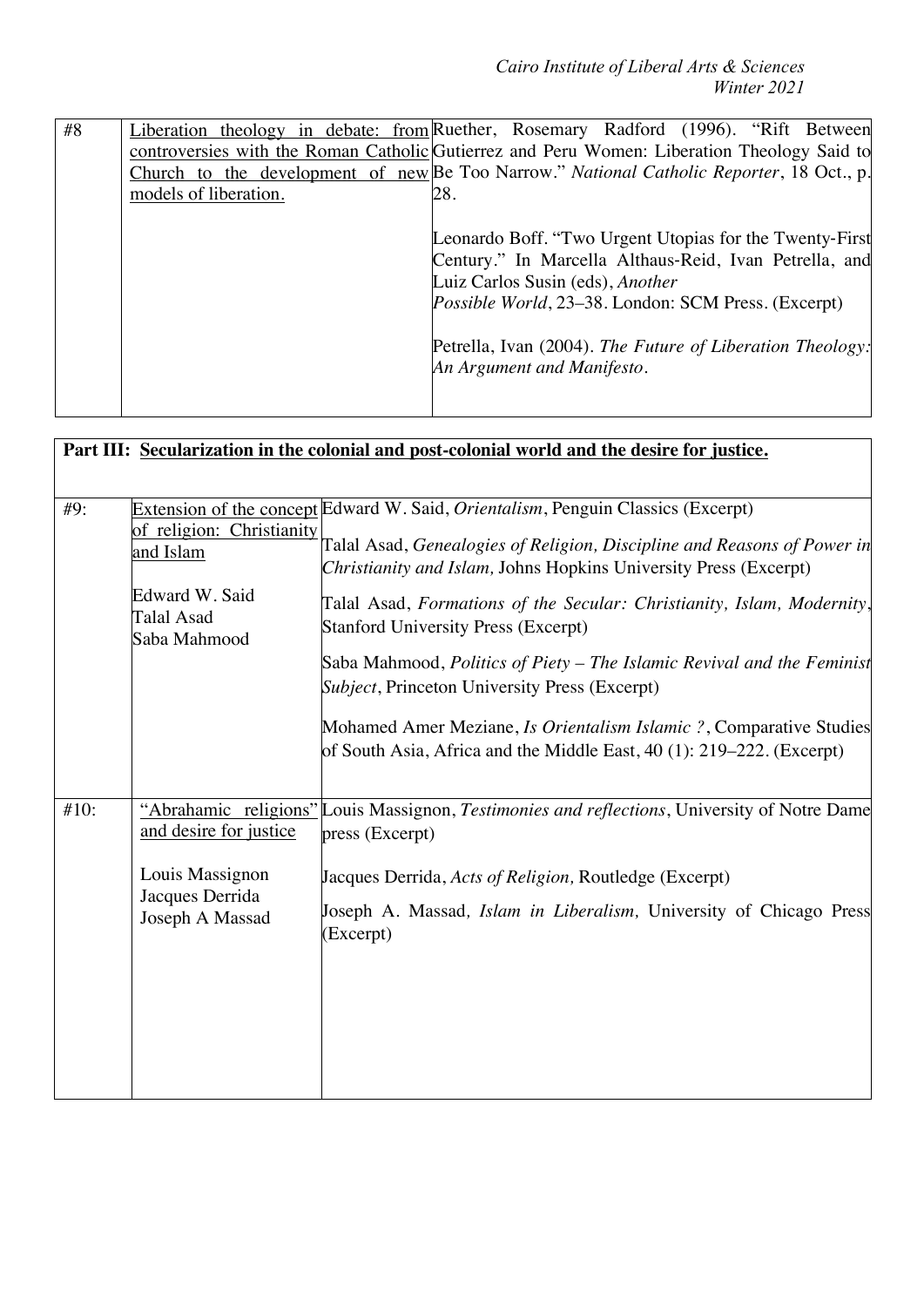| #8 | Liberation theology in debate: from controversies with the Roman Catholic Church to the development of new models of liberation. | Ruether, Rosemary Radford (1996). "Rift Between Gutierrez and Peru Women: Liberation Theology Said to Be Too Narrow." *National Catholic Reporter*, 18 Oct., p. 28.<br><br>Leonardo Boff. "Two Urgent Utopias for the Twenty-First Century." In Marcella Althaus-Reid, Ivan Petrella, and Luiz Carlos Susin (eds), *Another Possible World*, 23–38. London: SCM Press. (Excerpt)<br><br>Petrella, Ivan (2004). *The Future of Liberation Theology: An Argument and Manifesto*. |
|---|---|---|

| **Part III: Secularization in the colonial and post-colonial world and the desire for justice.** | | |
|---|---|---|
| #9: | Extension of the concept of religion: Christianity and Islam<br><br>Edward W. Said<br>Talal Asad<br>Saba Mahmood | Edward W. Said, *Orientalism*, Penguin Classics (Excerpt)<br><br>Talal Asad, *Genealogies of Religion, Discipline and Reasons of Power in Christianity and Islam,* Johns Hopkins University Press (Excerpt)<br><br>Talal Asad, *Formations of the Secular: Christianity, Islam, Modernity*, Stanford University Press (Excerpt)<br><br>Saba Mahmood, *Politics of Piety – The Islamic Revival and the Feminist Subject*, Princeton University Press (Excerpt)<br><br>Mohamed Amer Meziane, *Is Orientalism Islamic ?*, Comparative Studies of South Asia, Africa and the Middle East, 40 (1): 219–222. (Excerpt) |
| #10: | "Abrahamic religions" and desire for justice<br><br>Louis Massignon<br>Jacques Derrida<br>Joseph A Massad | Louis Massignon, *Testimonies and reflections*, University of Notre Dame press (Excerpt)<br><br>Jacques Derrida, *Acts of Religion,* Routledge (Excerpt)<br><br>Joseph A. Massad*, Islam in Liberalism,* University of Chicago Press (Excerpt) |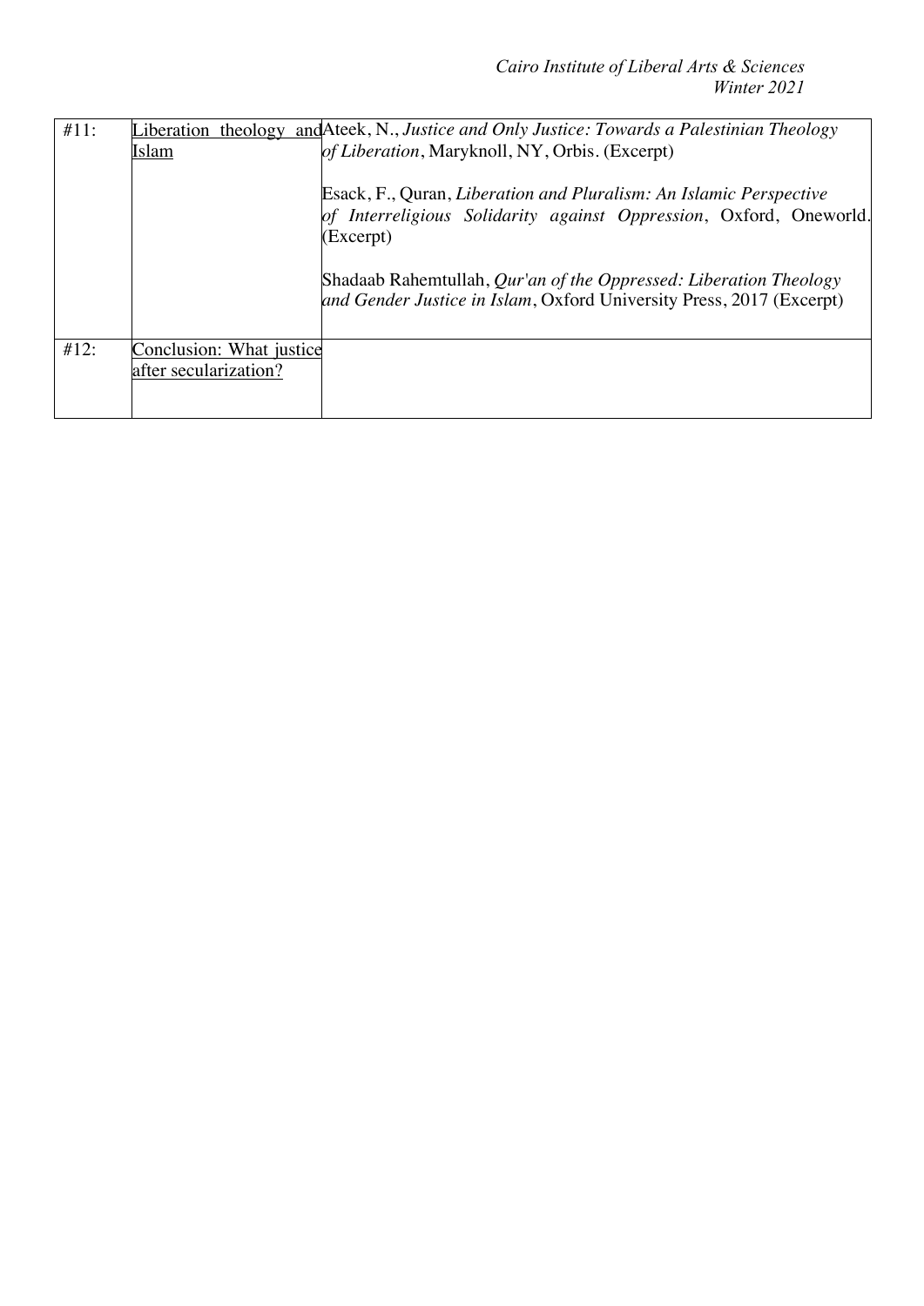| | | |
|---|---|---|
| #11: | Liberation theology and Islam | Ateek, N., *Justice and Only Justice: Towards a Palestinian Theology of Liberation*, Maryknoll, NY, Orbis. (Excerpt)<br><br>Esack, F., Quran, *Liberation and Pluralism: An Islamic Perspective of Interreligious Solidarity against Oppression*, Oxford, Oneworld. (Excerpt)<br><br>Shadaab Rahemtullah, *Qur'an of the Oppressed: Liberation Theology and Gender Justice in Islam*, Oxford University Press, 2017 (Excerpt) |
| #12: | Conclusion: What justice after secularization? | |